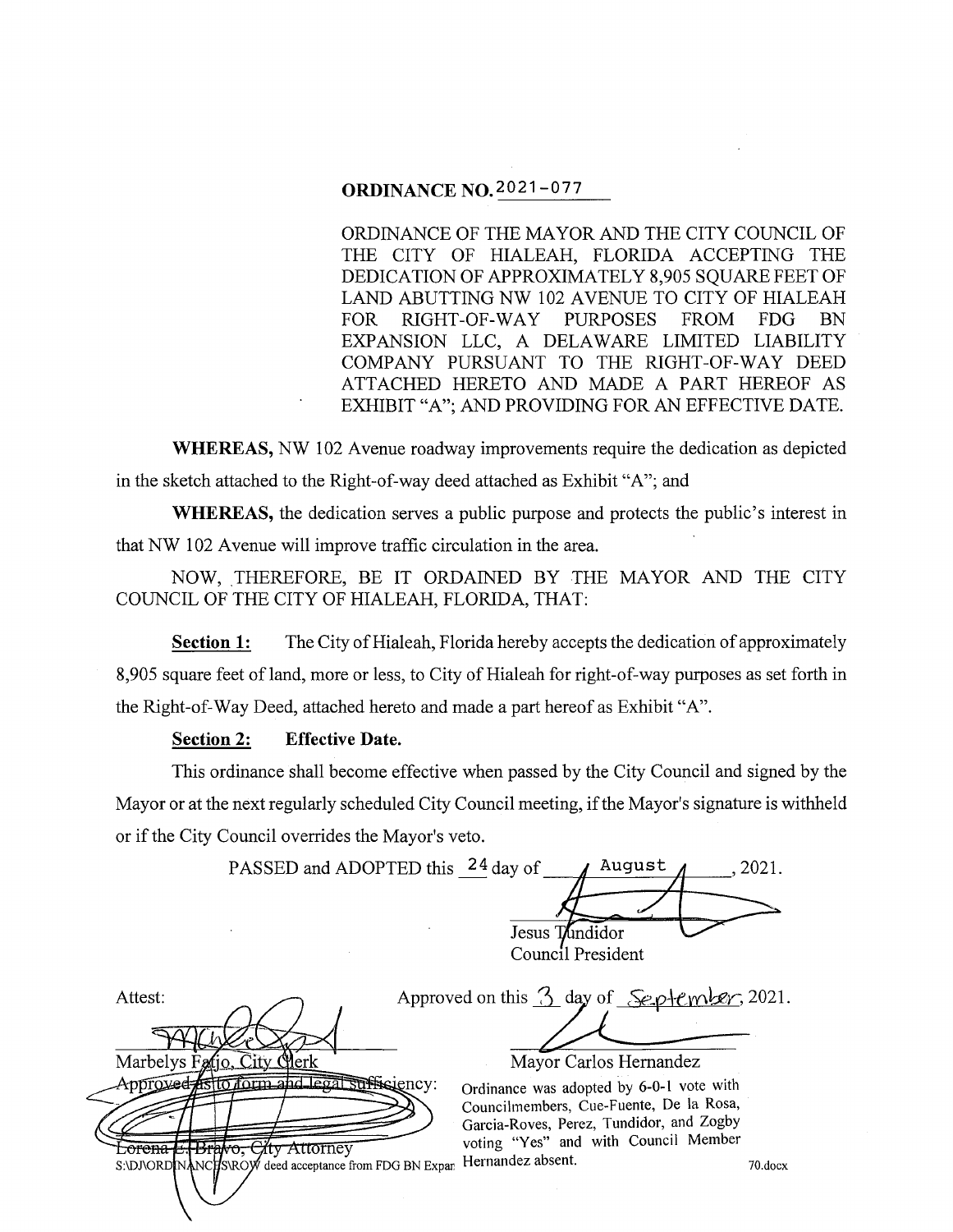# ORDINANCE NO. 2021-077

ORDINANCE OF THE MAYOR AND THE CITY COUNCIL OF THE CITY OF HIALEAH, FLORIDA ACCEPTING THE DEDICATION OF APPROXIMATELY 8,905 SQUARE FEET OF LAND ABUTTING NW 102 AVENUE TO CITY OF HIALEAH FOR RIGHT-OF-WAY PURPOSES FROM FDG BN EXPANSION LLC, A DELAWARE LIMITED LIABILITY COMPANY PURSUANT TO THE RIGHT-OF-WAY DEED ATTACHED HERETO AND MADE A PART HEREOF AS EXHIBIT "A"; AND PROVIDING FOR AN EFFECTIVE DATE.

**WHEREAS,** NW 102 Avenue roadway improvements require the dedication as depicted in the sketch attached to the Right-of-way deed attached as Exhibit "A"; and

**WHEREAS,** the dedication serves a public purpose and protects the public's interest in that NW 102 Avenue will improve traffic circulation in the area.

NOW, THEREFORE, BE IT ORDAINED BY THE MAYOR AND THE CITY COUNCIL OF THE CITY OF HIALEAH, FLORIDA, THAT:

**Section 1:** The City of Hialeah, Florida hereby accepts the dedication of approximately 8,905 square feet of land, more or less, to City of Hialeah for right-of-way purposes as set forth in the Right-of-Way Deed, attached hereto and made a part hereof as Exhibit "A".

**Section 2: Effective Date.**

This ordinance shall become effective when passed by the City Council and signed by the Mayor or at the next regularly scheduled City Council meeting, if the Mayor's signature is withheld or if the City Council overrides the Mayor's veto.

PASSED and ADOPTED this 24 day of August, 2021.

Jesus Tundidor
Council President

Attest:

Marbelys Fatjo, City Clerk

Approved on this 3 day of September, 2021.

Mayor Carlos Hernandez

Approved as to form and legal sufficiency:

Lorena E. Bravo, City Attorney

Ordinance was adopted by 6-0-1 vote with Councilmembers, Cue-Fuente, De la Rosa, Garcia-Roves, Perez, Tundidor, and Zogby voting "Yes" and with Council Member Hernandez absent.

S:\DJ\ORDINANCES\ROW deed acceptance from FDG BN Expan 70.docx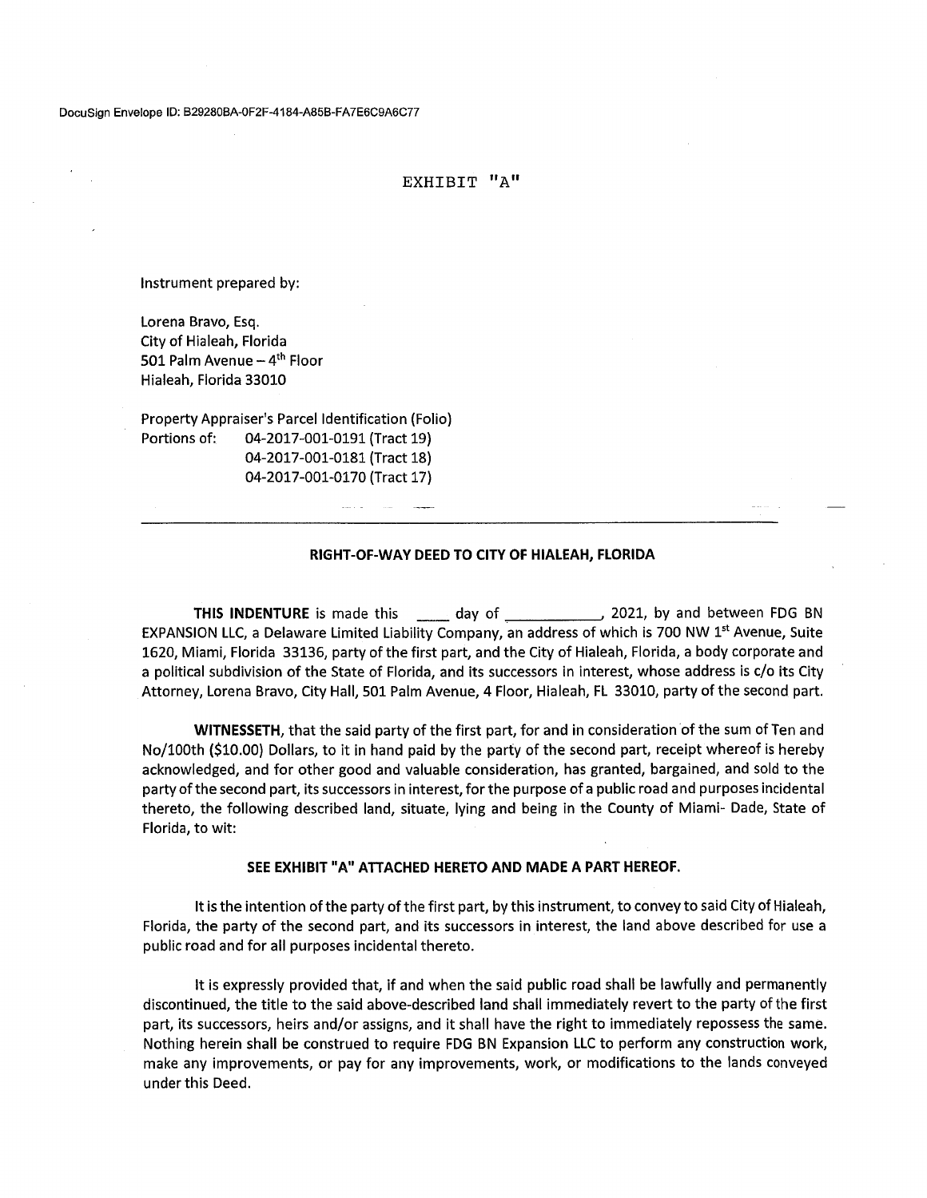DocuSign Envelope ID: B29280BA-0F2F-4184-A85B-FA7E6C9A6C77

EXHIBIT "A"

Instrument prepared by:

Lorena Bravo, Esq.
City of Hialeah, Florida
501 Palm Avenue – 4th Floor
Hialeah, Florida 33010

Property Appraiser's Parcel Identification (Folio)
Portions of: 04-2017-001-0191 (Tract 19)
04-2017-001-0181 (Tract 18)
04-2017-001-0170 (Tract 17)

---

**RIGHT-OF-WAY DEED TO CITY OF HIALEAH, FLORIDA**

**THIS INDENTURE** is made this ____ day of ___________, 2021, by and between FDG BN EXPANSION LLC, a Delaware Limited Liability Company, an address of which is 700 NW 1st Avenue, Suite 1620, Miami, Florida 33136, party of the first part, and the City of Hialeah, Florida, a body corporate and a political subdivision of the State of Florida, and its successors in interest, whose address is c/o its City Attorney, Lorena Bravo, City Hall, 501 Palm Avenue, 4 Floor, Hialeah, FL 33010, party of the second part.

**WITNESSETH**, that the said party of the first part, for and in consideration of the sum of Ten and No/100th ($10.00) Dollars, to it in hand paid by the party of the second part, receipt whereof is hereby acknowledged, and for other good and valuable consideration, has granted, bargained, and sold to the party of the second part, its successors in interest, for the purpose of a public road and purposes incidental thereto, the following described land, situate, lying and being in the County of Miami- Dade, State of Florida, to wit:

**SEE EXHIBIT "A" ATTACHED HERETO AND MADE A PART HEREOF.**

It is the intention of the party of the first part, by this instrument, to convey to said City of Hialeah, Florida, the party of the second part, and its successors in interest, the land above described for use a public road and for all purposes incidental thereto.

It is expressly provided that, if and when the said public road shall be lawfully and permanently discontinued, the title to the said above-described land shall immediately revert to the party of the first part, its successors, heirs and/or assigns, and it shall have the right to immediately repossess the same. Nothing herein shall be construed to require FDG BN Expansion LLC to perform any construction work, make any improvements, or pay for any improvements, work, or modifications to the lands conveyed under this Deed.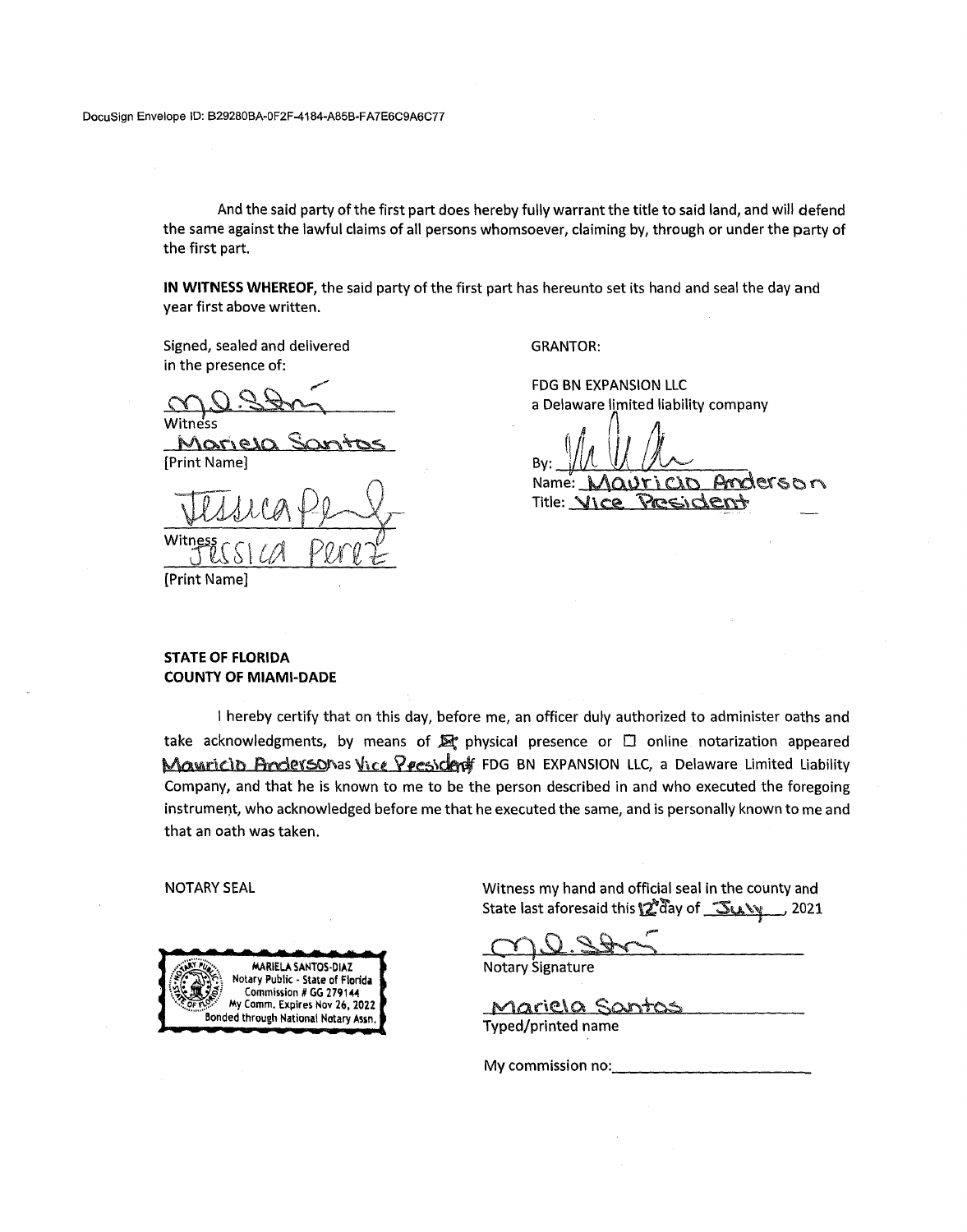DocuSign Envelope ID: B29280BA-0F2F-4184-A85B-FA7E6C9A6C77

And the said party of the first part does hereby fully warrant the title to said land, and will defend the same against the lawful claims of all persons whomsoever, claiming by, through or under the party of the first part.

**IN WITNESS WHEREOF**, the said party of the first part has hereunto set its hand and seal the day and year first above written.

Signed, sealed and delivered
in the presence of:

[signature]
Witness
Mariela Santos
[Print Name]

[signature]
Witness
Jessica Perez
[Print Name]

GRANTOR:

FDG BN EXPANSION LLC
a Delaware limited liability company

By: [signature]
Name: Mauricio Anderson
Title: Vice President

**STATE OF FLORIDA**
**COUNTY OF MIAMI-DADE**

I hereby certify that on this day, before me, an officer duly authorized to administer oaths and take acknowledgments, by means of ☒ physical presence or ☐ online notarization appeared Mauricio Anderson as Vice President of FDG BN EXPANSION LLC, a Delaware Limited Liability Company, and that he is known to me to be the person described in and who executed the foregoing instrument, who acknowledged before me that he executed the same, and is personally known to me and that an oath was taken.

NOTARY SEAL

MARIELA SANTOS-DIAZ
Notary Public - State of Florida
Commission # GG 279144
My Comm. Expires Nov 26, 2022
Bonded through National Notary Assn.

Witness my hand and official seal in the county and State last aforesaid this 12 day of July, 2021

[signature]
Notary Signature

Mariela Santos
Typed/printed name

My commission no:\_\_\_\_\_\_\_\_\_\_\_\_\_\_\_\_\_\_\_\_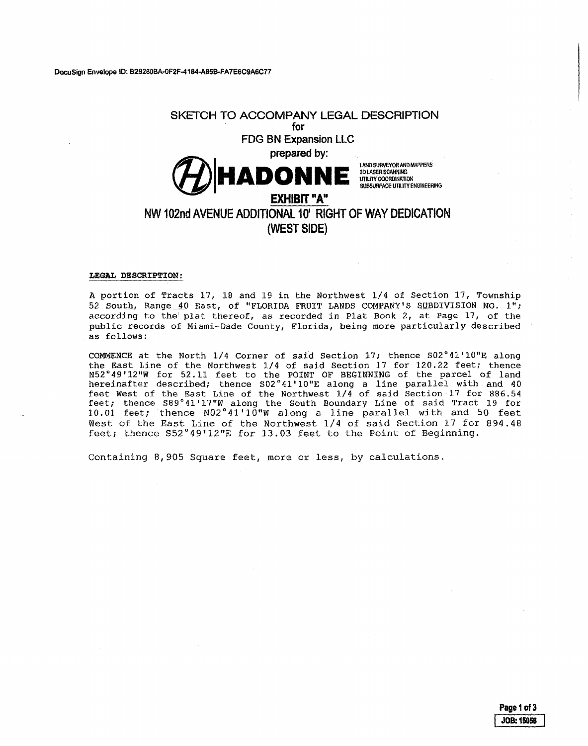DocuSign Envelope ID: B29280BA-0F2F-4184-A85B-FA7E6C9A6C77

# SKETCH TO ACCOMPANY LEGAL DESCRIPTION

for

**FDG BN Expansion LLC**

**prepared by:**

**HADONNE** LAND SURVEYOR AND MAPPERS 3D LASER SCANNING UTILITY COORDINATION SUBSURFACE UTILITY ENGINEERING

## EXHIBIT "A"

## NW 102nd AVENUE ADDITIONAL 10' RIGHT OF WAY DEDICATION (WEST SIDE)

**LEGAL DESCRIPTION:**

A portion of Tracts 17, 18 and 19 in the Northwest 1/4 of Section 17, Township 52 South, Range 40 East, of "FLORIDA FRUIT LANDS COMPANY'S SUBDIVISION NO. 1"; according to the plat thereof, as recorded in Plat Book 2, at Page 17, of the public records of Miami-Dade County, Florida, being more particularly described as follows:

COMMENCE at the North 1/4 Corner of said Section 17; thence S02°41'10"E along the East Line of the Northwest 1/4 of said Section 17 for 120.22 feet; thence N52°49'12"W for 52.11 feet to the POINT OF BEGINNING of the parcel of land hereinafter described; thence S02°41'10"E along a line parallel with and 40 feet West of the East Line of the Northwest 1/4 of said Section 17 for 886.54 feet; thence S89°41'17"W along the South Boundary Line of said Tract 19 for 10.01 feet; thence N02°41'10"W along a line parallel with and 50 feet West of the East Line of the Northwest 1/4 of said Section 17 for 894.48 feet; thence S52°49'12"E for 13.03 feet to the Point of Beginning.

Containing 8,905 Square feet, more or less, by calculations.

JOB: 15058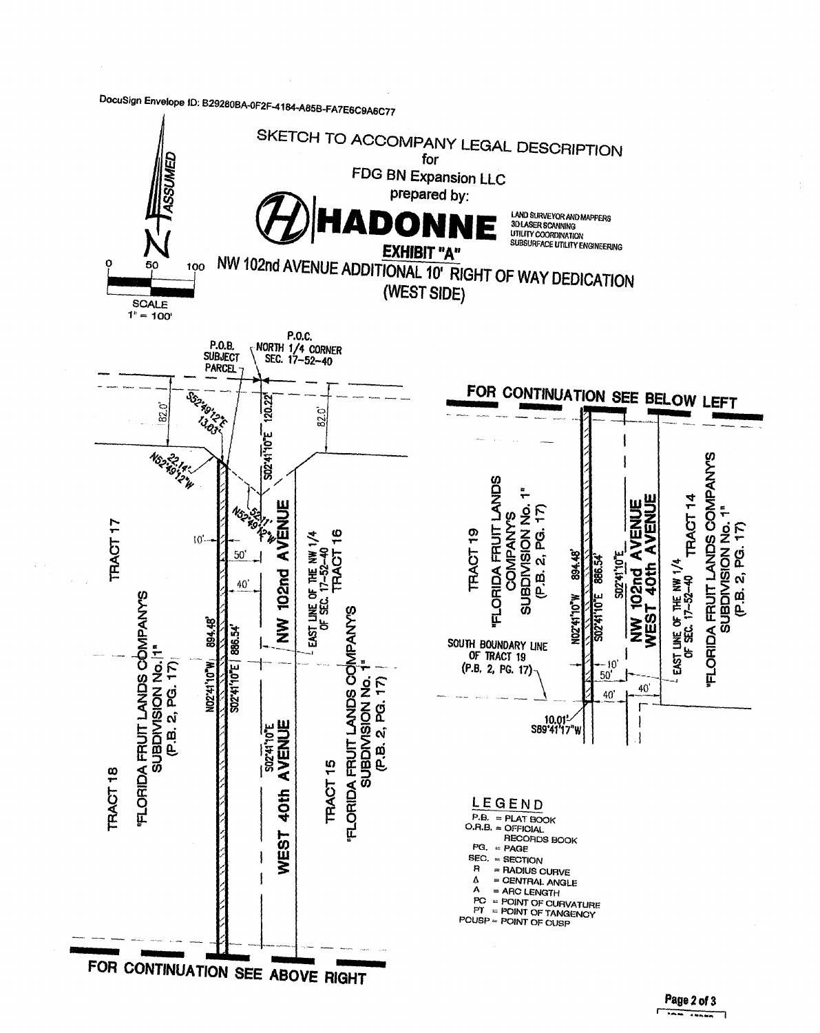DocuSign Envelope ID: B29280BA-0F2F-4184-A85B-FA7E6C9A6C77

# SKETCH TO ACCOMPANY LEGAL DESCRIPTION

for

FDG BN Expansion LLC

prepared by:

**HADONNE**

LAND SURVEYOR AND MAPPERS
3D LASER SCANNING
UTILITY COORDINATION
SUBSURFACE UTILITY ENGINEERING

## EXHIBIT "A"

## NW 102nd AVENUE ADDITIONAL 10' RIGHT OF WAY DEDICATION (WEST SIDE)

N ASSUMED

SCALE 1" = 100'

0 50 100

P.O.B. SUBJECT PARCEL

P.O.C. NORTH 1/4 CORNER SEC. 17-52-40

82.0'

S52°49'12"E 13.03'

120.22'

S02°41'10"E

82.0'

N52°49'12"W 22.14'

N52°49'12"W 52.11'

10'

50'

40'

TRACT 17

TRACT 16

NW 102nd AVENUE

EAST LINE OF THE NW 1/4 OF SEC. 17-52-40

"FLORIDA FRUIT LANDS COMPANY'S SUBDIVISION No. 1" (P.B. 2, PG. 17)

N02°41'10"W 894.48'

S02°41'10"E 886.54'

S02°41'10"E

WEST 40th AVENUE

TRACT 18

TRACT 15

"FLORIDA FRUIT LANDS COMPANY'S SUBDIVISION No. 1" (P.B. 2, PG. 17)

FOR CONTINUATION SEE ABOVE RIGHT

FOR CONTINUATION SEE BELOW LEFT

TRACT 19

"FLORIDA FRUIT LANDS COMPANY'S SUBDIVISION No. 1" (P.B. 2, PG. 17)

N02°41'10"W 894.48'

S02°41'10"E 886.54'

S02°41'10"E

NW 102nd AVENUE

WEST 40th AVENUE

EAST LINE OF THE NW 1/4 OF SEC. 17-52-40

TRACT 14

"FLORIDA FRUIT LANDS COMPANY'S SUBDIVISION No. 1" (P.B. 2, PG. 17)

SOUTH BOUNDARY LINE OF TRACT 19 (P.B. 2, PG. 17)

10'

50'

40'

40'

10.01'

S89°41'17"W

### LEGEND

- P.B. = PLAT BOOK
- O.R.B. = OFFICIAL RECORDS BOOK
- PG. = PAGE
- SEC. = SECTION
- R = RADIUS CURVE
- Δ = CENTRAL ANGLE
- A = ARC LENGTH
- PC = POINT OF CURVATURE
- PT = POINT OF TANGENCY
- PCUSP = POINT OF CUSP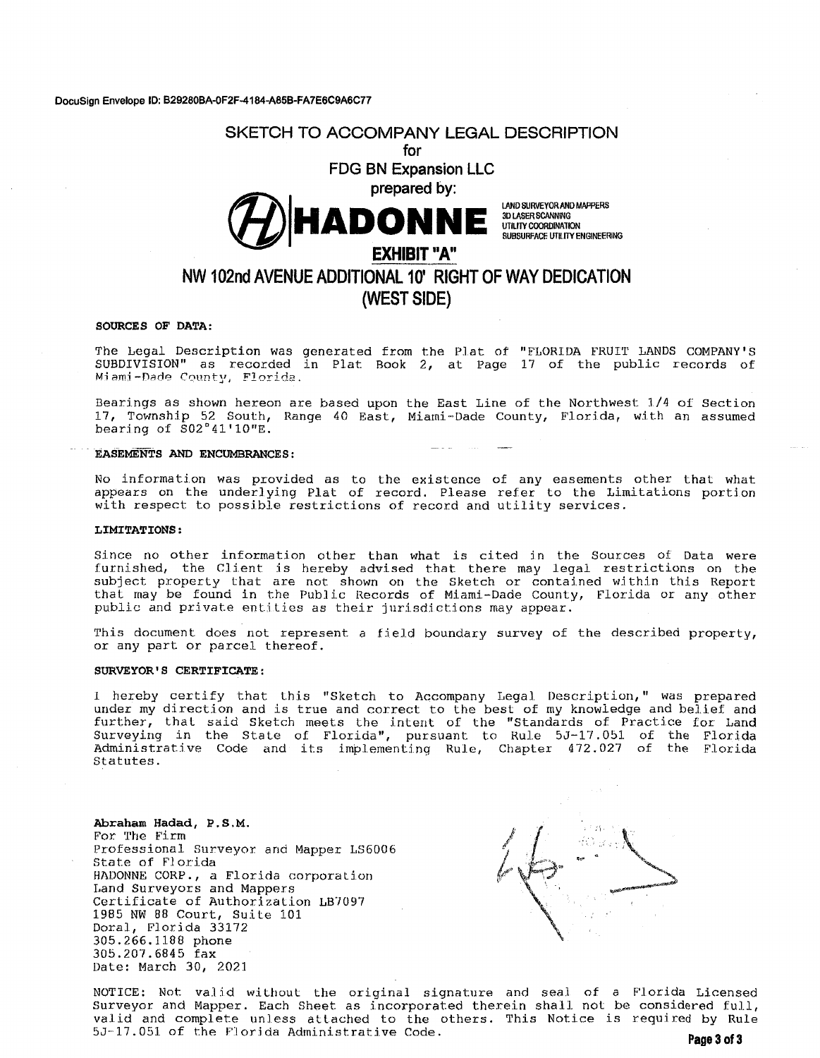DocuSign Envelope ID: B29280BA-0F2F-4184-A85B-FA7E6C9A6C77

# SKETCH TO ACCOMPANY LEGAL DESCRIPTION
## for
## FDG BN Expansion LLC
## prepared by:

**HADONNE**

LAND SURVEYOR AND MAPPERS
3D LASER SCANNING
UTILITY COORDINATION
SUBSURFACE UTILITY ENGINEERING

## EXHIBIT "A"

## NW 102nd AVENUE ADDITIONAL 10' RIGHT OF WAY DEDICATION (WEST SIDE)

**SOURCES OF DATA:**

The Legal Description was generated from the Plat of "FLORIDA FRUIT LANDS COMPANY'S SUBDIVISION" as recorded in Plat Book 2, at Page 17 of the public records of Miami-Dade County, Florida.

Bearings as shown hereon are based upon the East Line of the Northwest 1/4 of Section 17, Township 52 South, Range 40 East, Miami-Dade County, Florida, with an assumed bearing of S02°41'10"E.

**EASEMENTS AND ENCUMBRANCES:**

No information was provided as to the existence of any easements other that what appears on the underlying Plat of record. Please refer to the Limitations portion with respect to possible restrictions of record and utility services.

**LIMITATIONS:**

Since no other information other than what is cited in the Sources of Data were furnished, the Client is hereby advised that there may legal restrictions on the subject property that are not shown on the Sketch or contained within this Report that may be found in the Public Records of Miami-Dade County, Florida or any other public and private entities as their jurisdictions may appear.

This document does not represent a field boundary survey of the described property, or any part or parcel thereof.

**SURVEYOR'S CERTIFICATE:**

I hereby certify that this "Sketch to Accompany Legal Description," was prepared under my direction and is true and correct to the best of my knowledge and belief and further, that said Sketch meets the intent of the "Standards of Practice for Land Surveying in the State of Florida", pursuant to Rule 5J-17.051 of the Florida Administrative Code and its implementing Rule, Chapter 472.027 of the Florida Statutes.

**Abraham Hadad, P.S.M.**
For The Firm
Professional Surveyor and Mapper LS6006
State of Florida
HADONNE CORP., a Florida corporation
Land Surveyors and Mappers
Certificate of Authorization LB7097
1985 NW 88 Court, Suite 101
Doral, Florida 33172
305.266.1188 phone
305.207.6845 fax
Date: March 30, 2021

NOTICE: Not valid without the original signature and seal of a Florida Licensed Surveyor and Mapper. Each Sheet as incorporated therein shall not be considered full, valid and complete unless attached to the others. This Notice is required by Rule 5J-17.051 of the Florida Administrative Code.